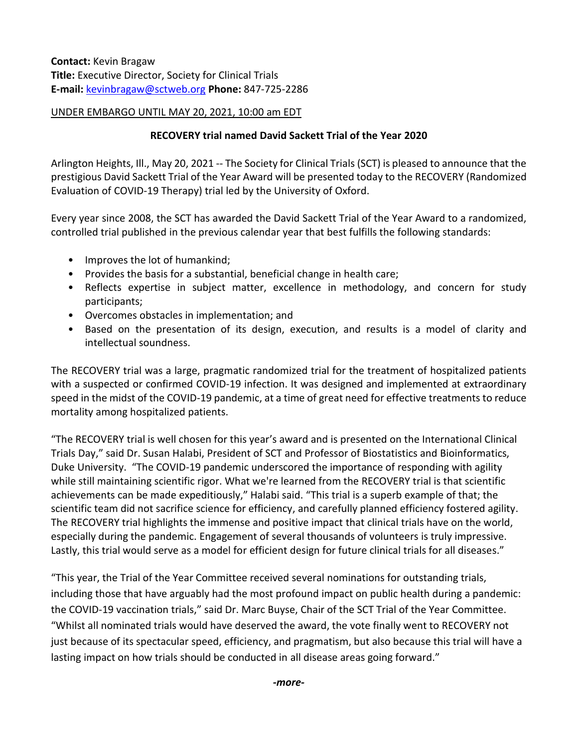**Contact:** Kevin Bragaw
**Title:** Executive Director, Society for Clinical Trials
**E-mail:** kevinbragaw@sctweb.org **Phone:** 847-725-2286

UNDER EMBARGO UNTIL MAY 20, 2021, 10:00 am EDT

**RECOVERY trial named David Sackett Trial of the Year 2020**

Arlington Heights, Ill., May 20, 2021 -- The Society for Clinical Trials (SCT) is pleased to announce that the prestigious David Sackett Trial of the Year Award will be presented today to the RECOVERY (Randomized Evaluation of COVID-19 Therapy) trial led by the University of Oxford.

Every year since 2008, the SCT has awarded the David Sackett Trial of the Year Award to a randomized, controlled trial published in the previous calendar year that best fulfills the following standards:

- Improves the lot of humankind;
- Provides the basis for a substantial, beneficial change in health care;
- Reflects expertise in subject matter, excellence in methodology, and concern for study participants;
- Overcomes obstacles in implementation; and
- Based on the presentation of its design, execution, and results is a model of clarity and intellectual soundness.

The RECOVERY trial was a large, pragmatic randomized trial for the treatment of hospitalized patients with a suspected or confirmed COVID-19 infection. It was designed and implemented at extraordinary speed in the midst of the COVID-19 pandemic, at a time of great need for effective treatments to reduce mortality among hospitalized patients.

"The RECOVERY trial is well chosen for this year's award and is presented on the International Clinical Trials Day," said Dr. Susan Halabi, President of SCT and Professor of Biostatistics and Bioinformatics, Duke University. "The COVID-19 pandemic underscored the importance of responding with agility while still maintaining scientific rigor. What we're learned from the RECOVERY trial is that scientific achievements can be made expeditiously," Halabi said. "This trial is a superb example of that; the scientific team did not sacrifice science for efficiency, and carefully planned efficiency fostered agility. The RECOVERY trial highlights the immense and positive impact that clinical trials have on the world, especially during the pandemic. Engagement of several thousands of volunteers is truly impressive. Lastly, this trial would serve as a model for efficient design for future clinical trials for all diseases."

"This year, the Trial of the Year Committee received several nominations for outstanding trials, including those that have arguably had the most profound impact on public health during a pandemic: the COVID-19 vaccination trials," said Dr. Marc Buyse, Chair of the SCT Trial of the Year Committee. "Whilst all nominated trials would have deserved the award, the vote finally went to RECOVERY not just because of its spectacular speed, efficiency, and pragmatism, but also because this trial will have a lasting impact on how trials should be conducted in all disease areas going forward."

*-more-*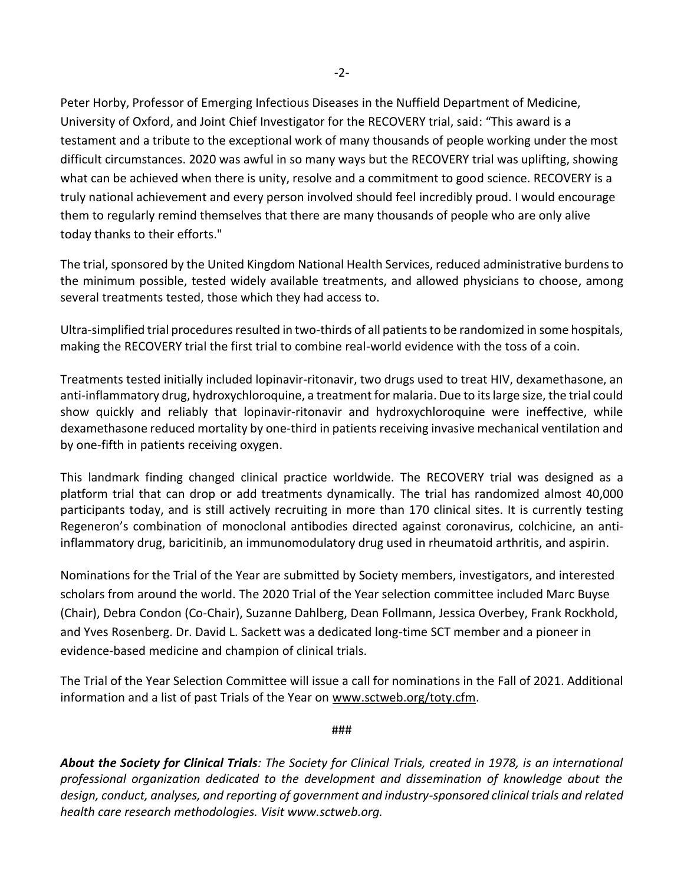Peter Horby, Professor of Emerging Infectious Diseases in the Nuffield Department of Medicine, University of Oxford, and Joint Chief Investigator for the RECOVERY trial, said: "This award is a testament and a tribute to the exceptional work of many thousands of people working under the most difficult circumstances. 2020 was awful in so many ways but the RECOVERY trial was uplifting, showing what can be achieved when there is unity, resolve and a commitment to good science. RECOVERY is a truly national achievement and every person involved should feel incredibly proud. I would encourage them to regularly remind themselves that there are many thousands of people who are only alive today thanks to their efforts."

The trial, sponsored by the United Kingdom National Health Services, reduced administrative burdens to the minimum possible, tested widely available treatments, and allowed physicians to choose, among several treatments tested, those which they had access to.

Ultra-simplified trial procedures resulted in two-thirds of all patients to be randomized in some hospitals, making the RECOVERY trial the first trial to combine real-world evidence with the toss of a coin.

Treatments tested initially included lopinavir-ritonavir, two drugs used to treat HIV, dexamethasone, an anti-inflammatory drug, hydroxychloroquine, a treatment for malaria. Due to its large size, the trial could show quickly and reliably that lopinavir-ritonavir and hydroxychloroquine were ineffective, while dexamethasone reduced mortality by one-third in patients receiving invasive mechanical ventilation and by one-fifth in patients receiving oxygen.

This landmark finding changed clinical practice worldwide. The RECOVERY trial was designed as a platform trial that can drop or add treatments dynamically. The trial has randomized almost 40,000 participants today, and is still actively recruiting in more than 170 clinical sites. It is currently testing Regeneron's combination of monoclonal antibodies directed against coronavirus, colchicine, an anti-inflammatory drug, baricitinib, an immunomodulatory drug used in rheumatoid arthritis, and aspirin.

Nominations for the Trial of the Year are submitted by Society members, investigators, and interested scholars from around the world. The 2020 Trial of the Year selection committee included Marc Buyse (Chair), Debra Condon (Co-Chair), Suzanne Dahlberg, Dean Follmann, Jessica Overbey, Frank Rockhold, and Yves Rosenberg. Dr. David L. Sackett was a dedicated long-time SCT member and a pioneer in evidence-based medicine and champion of clinical trials.

The Trial of the Year Selection Committee will issue a call for nominations in the Fall of 2021. Additional information and a list of past Trials of the Year on www.sctweb.org/toty.cfm.

###

***About the Society for Clinical Trials**: The Society for Clinical Trials, created in 1978, is an international professional organization dedicated to the development and dissemination of knowledge about the design, conduct, analyses, and reporting of government and industry-sponsored clinical trials and related health care research methodologies. Visit www.sctweb.org.*